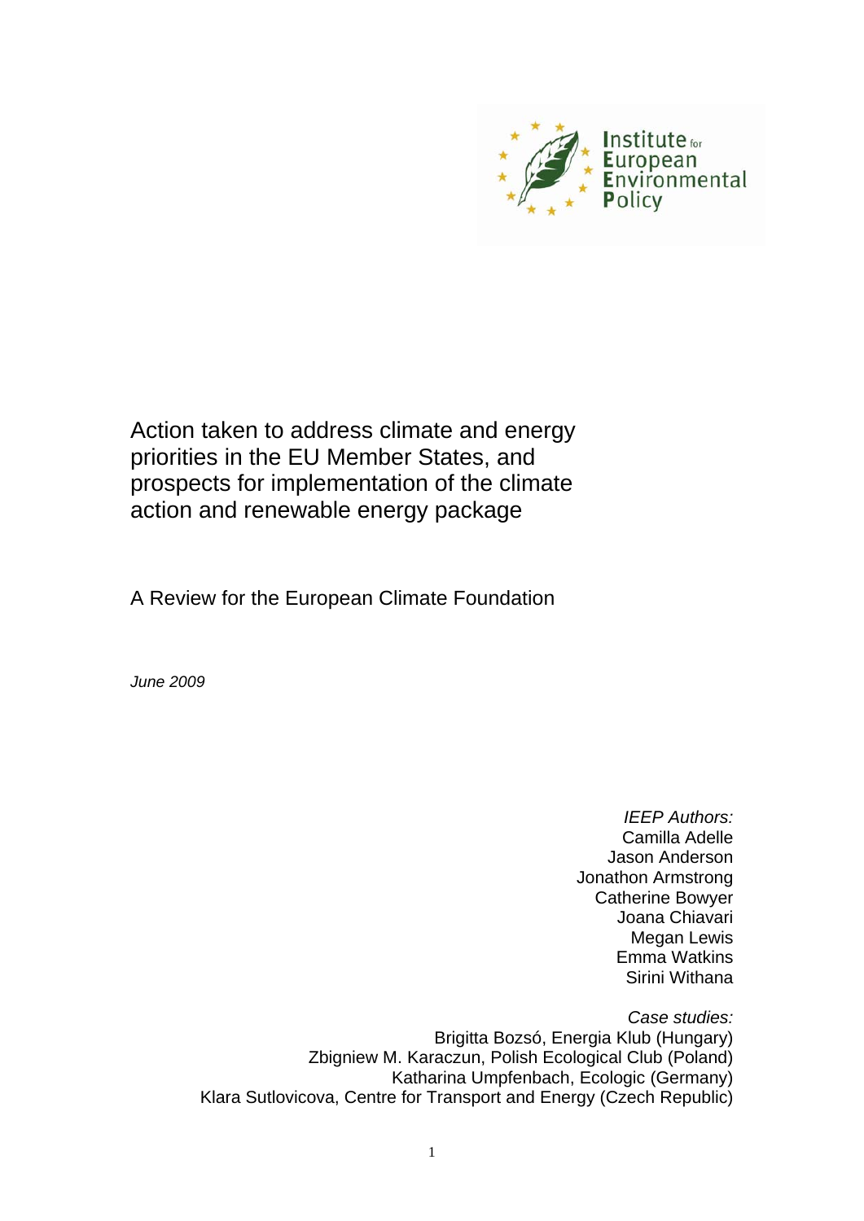Institute for European Environmental Policy

# Action taken to address climate and energy priorities in the EU Member States, and prospects for implementation of the climate action and renewable energy package

A Review for the European Climate Foundation

*June 2009*

*IEEP Authors:*
Camilla Adelle
Jason Anderson
Jonathon Armstrong
Catherine Bowyer
Joana Chiavari
Megan Lewis
Emma Watkins
Sirini Withana

*Case studies:*
Brigitta Bozsó, Energia Klub (Hungary)
Zbigniew M. Karaczun, Polish Ecological Club (Poland)
Katharina Umpfenbach, Ecologic (Germany)
Klara Sutlovicova, Centre for Transport and Energy (Czech Republic)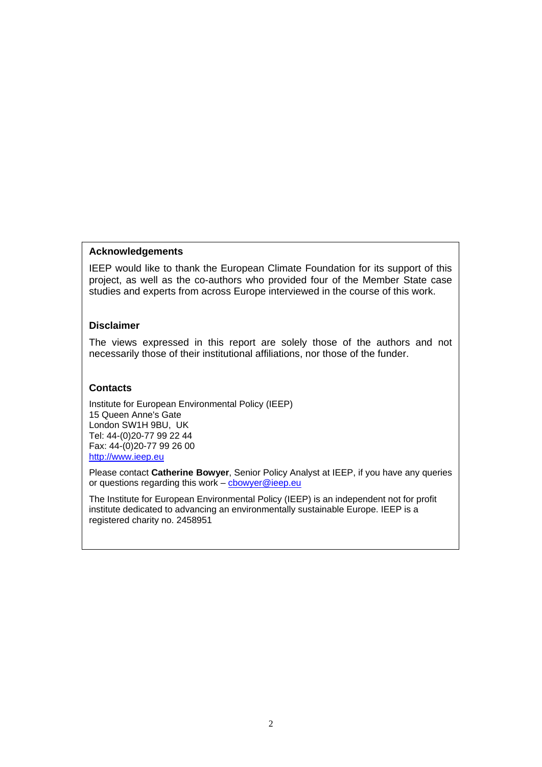## Acknowledgements

IEEP would like to thank the European Climate Foundation for its support of this project, as well as the co-authors who provided four of the Member State case studies and experts from across Europe interviewed in the course of this work.

## Disclaimer

The views expressed in this report are solely those of the authors and not necessarily those of their institutional affiliations, nor those of the funder.

## Contacts

Institute for European Environmental Policy (IEEP)
15 Queen Anne's Gate
London SW1H 9BU, UK
Tel: 44-(0)20-77 99 22 44
Fax: 44-(0)20-77 99 26 00
http://www.ieep.eu

Please contact **Catherine Bowyer**, Senior Policy Analyst at IEEP, if you have any queries or questions regarding this work – cbowyer@ieep.eu

The Institute for European Environmental Policy (IEEP) is an independent not for profit institute dedicated to advancing an environmentally sustainable Europe. IEEP is a registered charity no. 2458951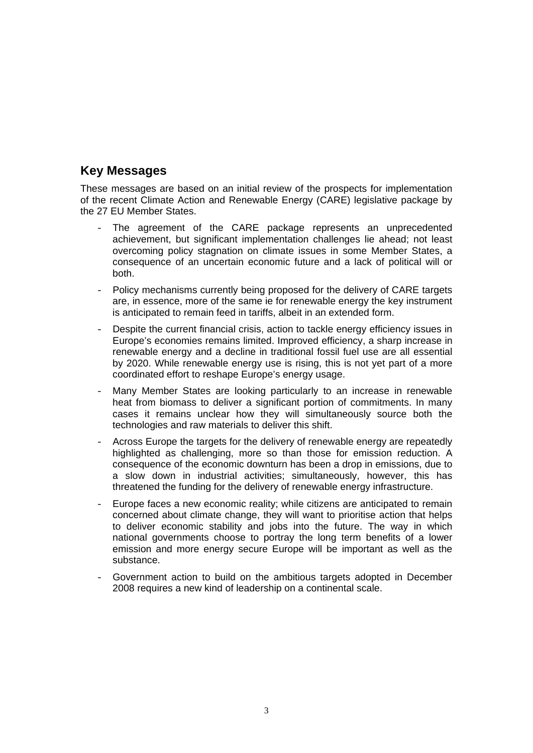## Key Messages

These messages are based on an initial review of the prospects for implementation of the recent Climate Action and Renewable Energy (CARE) legislative package by the 27 EU Member States.

- The agreement of the CARE package represents an unprecedented achievement, but significant implementation challenges lie ahead; not least overcoming policy stagnation on climate issues in some Member States, a consequence of an uncertain economic future and a lack of political will or both.
- Policy mechanisms currently being proposed for the delivery of CARE targets are, in essence, more of the same ie for renewable energy the key instrument is anticipated to remain feed in tariffs, albeit in an extended form.
- Despite the current financial crisis, action to tackle energy efficiency issues in Europe's economies remains limited. Improved efficiency, a sharp increase in renewable energy and a decline in traditional fossil fuel use are all essential by 2020. While renewable energy use is rising, this is not yet part of a more coordinated effort to reshape Europe's energy usage.
- Many Member States are looking particularly to an increase in renewable heat from biomass to deliver a significant portion of commitments. In many cases it remains unclear how they will simultaneously source both the technologies and raw materials to deliver this shift.
- Across Europe the targets for the delivery of renewable energy are repeatedly highlighted as challenging, more so than those for emission reduction. A consequence of the economic downturn has been a drop in emissions, due to a slow down in industrial activities; simultaneously, however, this has threatened the funding for the delivery of renewable energy infrastructure.
- Europe faces a new economic reality; while citizens are anticipated to remain concerned about climate change, they will want to prioritise action that helps to deliver economic stability and jobs into the future. The way in which national governments choose to portray the long term benefits of a lower emission and more energy secure Europe will be important as well as the substance.
- Government action to build on the ambitious targets adopted in December 2008 requires a new kind of leadership on a continental scale.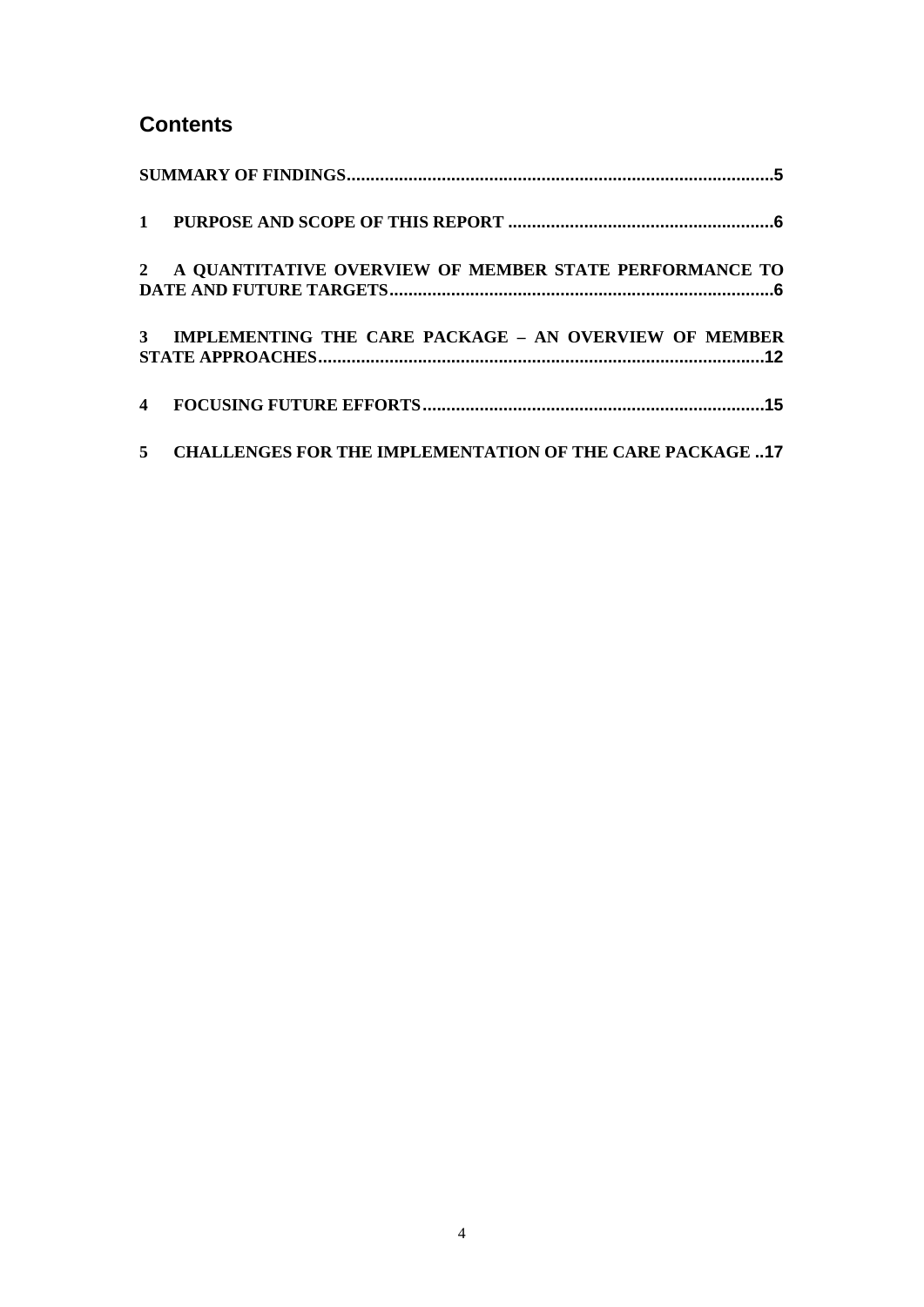## Contents

SUMMARY OF FINDINGS.........................................................................................5

1 PURPOSE AND SCOPE OF THIS REPORT .......................................................6

2 A QUANTITATIVE OVERVIEW OF MEMBER STATE PERFORMANCE TO DATE AND FUTURE TARGETS................................................................................6

3 IMPLEMENTING THE CARE PACKAGE – AN OVERVIEW OF MEMBER STATE APPROACHES.............................................................................................12

4 FOCUSING FUTURE EFFORTS.......................................................................15

5 CHALLENGES FOR THE IMPLEMENTATION OF THE CARE PACKAGE ..17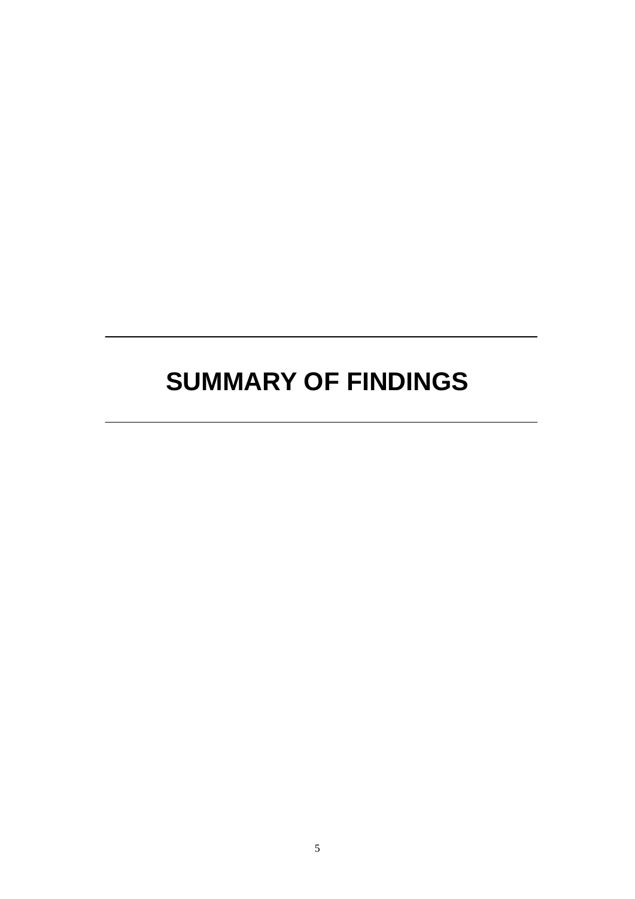# SUMMARY OF FINDINGS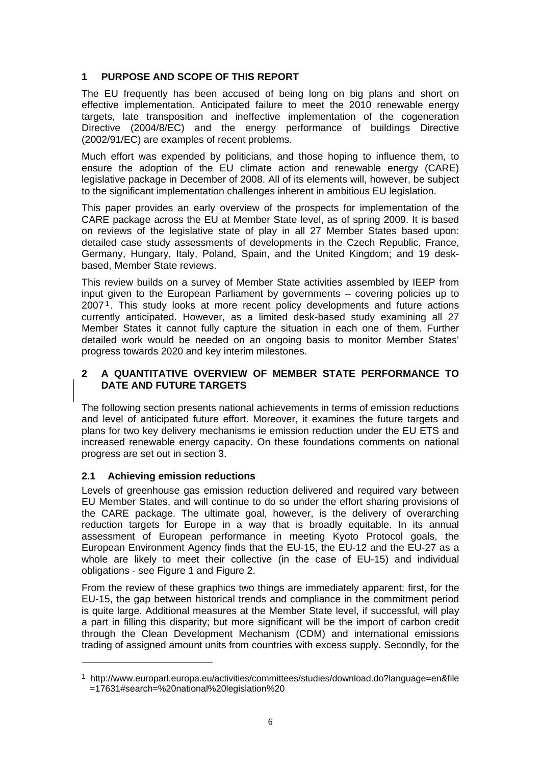## 1 PURPOSE AND SCOPE OF THIS REPORT

The EU frequently has been accused of being long on big plans and short on effective implementation. Anticipated failure to meet the 2010 renewable energy targets, late transposition and ineffective implementation of the cogeneration Directive (2004/8/EC) and the energy performance of buildings Directive (2002/91/EC) are examples of recent problems.

Much effort was expended by politicians, and those hoping to influence them, to ensure the adoption of the EU climate action and renewable energy (CARE) legislative package in December of 2008. All of its elements will, however, be subject to the significant implementation challenges inherent in ambitious EU legislation.

This paper provides an early overview of the prospects for implementation of the CARE package across the EU at Member State level, as of spring 2009. It is based on reviews of the legislative state of play in all 27 Member States based upon: detailed case study assessments of developments in the Czech Republic, France, Germany, Hungary, Italy, Poland, Spain, and the United Kingdom; and 19 desk-based, Member State reviews.

This review builds on a survey of Member State activities assembled by IEEP from input given to the European Parliament by governments – covering policies up to 2007[1]. This study looks at more recent policy developments and future actions currently anticipated. However, as a limited desk-based study examining all 27 Member States it cannot fully capture the situation in each one of them. Further detailed work would be needed on an ongoing basis to monitor Member States' progress towards 2020 and key interim milestones.

## 2 A QUANTITATIVE OVERVIEW OF MEMBER STATE PERFORMANCE TO DATE AND FUTURE TARGETS

The following section presents national achievements in terms of emission reductions and level of anticipated future effort. Moreover, it examines the future targets and plans for two key delivery mechanisms ie emission reduction under the EU ETS and increased renewable energy capacity. On these foundations comments on national progress are set out in section 3.

### 2.1 Achieving emission reductions

Levels of greenhouse gas emission reduction delivered and required vary between EU Member States, and will continue to do so under the effort sharing provisions of the CARE package. The ultimate goal, however, is the delivery of overarching reduction targets for Europe in a way that is broadly equitable. In its annual assessment of European performance in meeting Kyoto Protocol goals, the European Environment Agency finds that the EU-15, the EU-12 and the EU-27 as a whole are likely to meet their collective (in the case of EU-15) and individual obligations - see Figure 1 and Figure 2.

From the review of these graphics two things are immediately apparent: first, for the EU-15, the gap between historical trends and compliance in the commitment period is quite large. Additional measures at the Member State level, if successful, will play a part in filling this disparity; but more significant will be the import of carbon credit through the Clean Development Mechanism (CDM) and international emissions trading of assigned amount units from countries with excess supply. Secondly, for the

---

[1] http://www.europarl.europa.eu/activities/committees/studies/download.do?language=en&file=17631#search=%20national%20legislation%20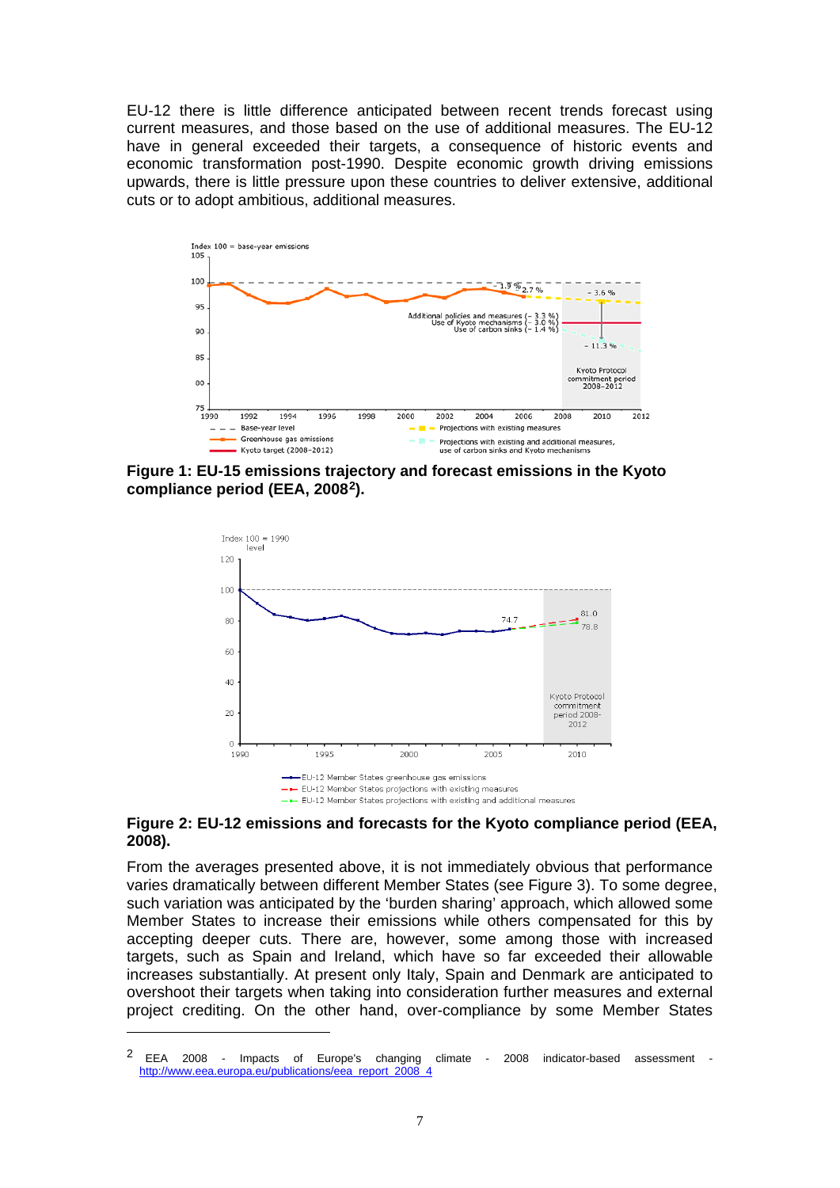EU-12 there is little difference anticipated between recent trends forecast using current measures, and those based on the use of additional measures. The EU-12 have in general exceeded their targets, a consequence of historic events and economic transformation post-1990. Despite economic growth driving emissions upwards, there is little pressure upon these countries to deliver extensive, additional cuts or to adopt ambitious, additional measures.

**Figure 1: EU-15 emissions trajectory and forecast emissions in the Kyoto compliance period (EEA, 2008[2]).**

**Figure 2: EU-12 emissions and forecasts for the Kyoto compliance period (EEA, 2008).**

From the averages presented above, it is not immediately obvious that performance varies dramatically between different Member States (see Figure 3). To some degree, such variation was anticipated by the 'burden sharing' approach, which allowed some Member States to increase their emissions while others compensated for this by accepting deeper cuts. There are, however, some among those with increased targets, such as Spain and Ireland, which have so far exceeded their allowable increases substantially. At present only Italy, Spain and Denmark are anticipated to overshoot their targets when taking into consideration further measures and external project crediting. On the other hand, over-compliance by some Member States

---

[2] EEA 2008 - Impacts of Europe's changing climate - 2008 indicator-based assessment - http://www.eea.europa.eu/publications/eea_report_2008_4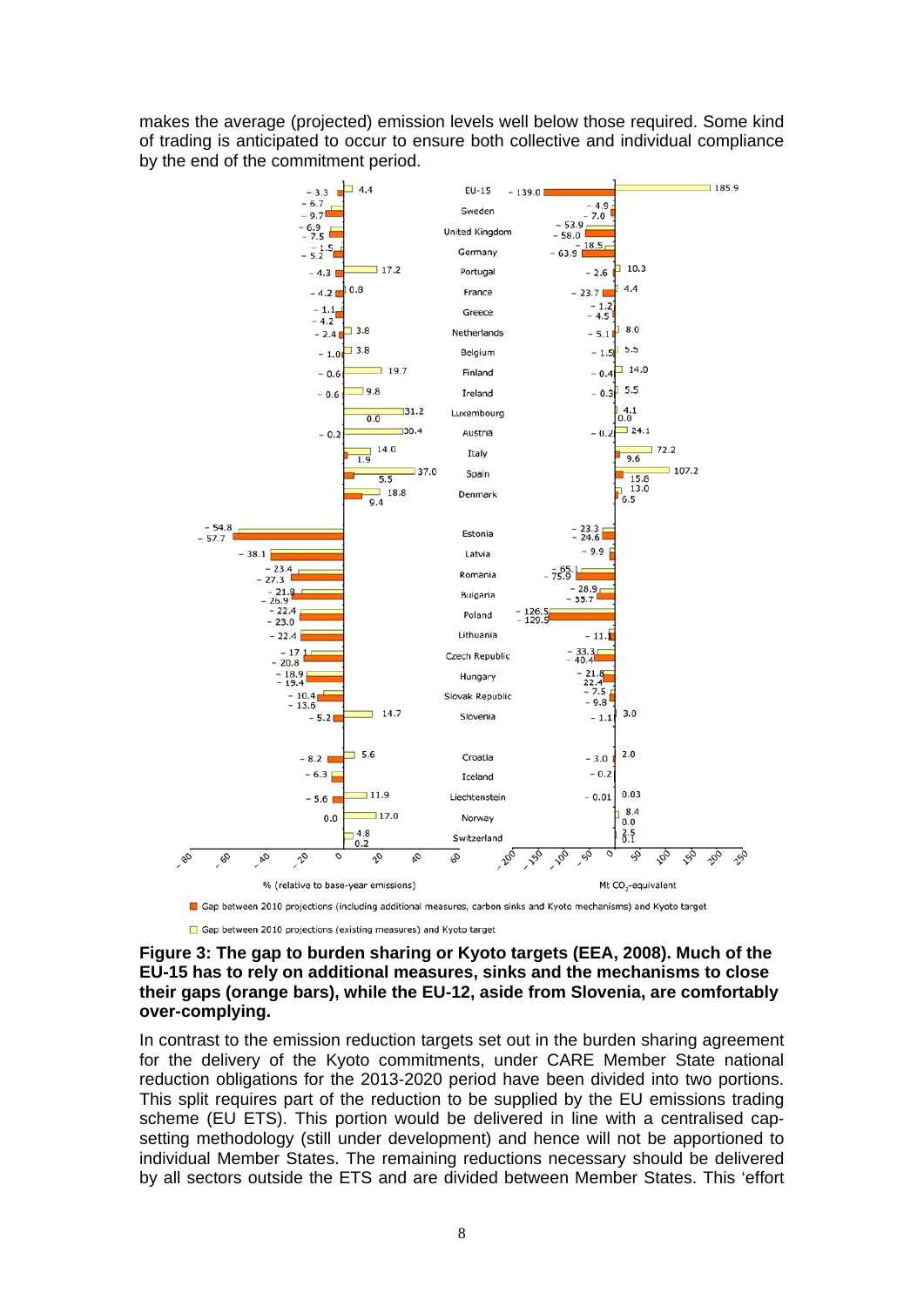makes the average (projected) emission levels well below those required. Some kind of trading is anticipated to occur to ensure both collective and individual compliance by the end of the commitment period.

**Figure 3: The gap to burden sharing or Kyoto targets (EEA, 2008). Much of the EU-15 has to rely on additional measures, sinks and the mechanisms to close their gaps (orange bars), while the EU-12, aside from Slovenia, are comfortably over-complying.**

In contrast to the emission reduction targets set out in the burden sharing agreement for the delivery of the Kyoto commitments, under CARE Member State national reduction obligations for the 2013-2020 period have been divided into two portions. This split requires part of the reduction to be supplied by the EU emissions trading scheme (EU ETS). This portion would be delivered in line with a centralised cap-setting methodology (still under development) and hence will not be apportioned to individual Member States. The remaining reductions necessary should be delivered by all sectors outside the ETS and are divided between Member States. This 'effort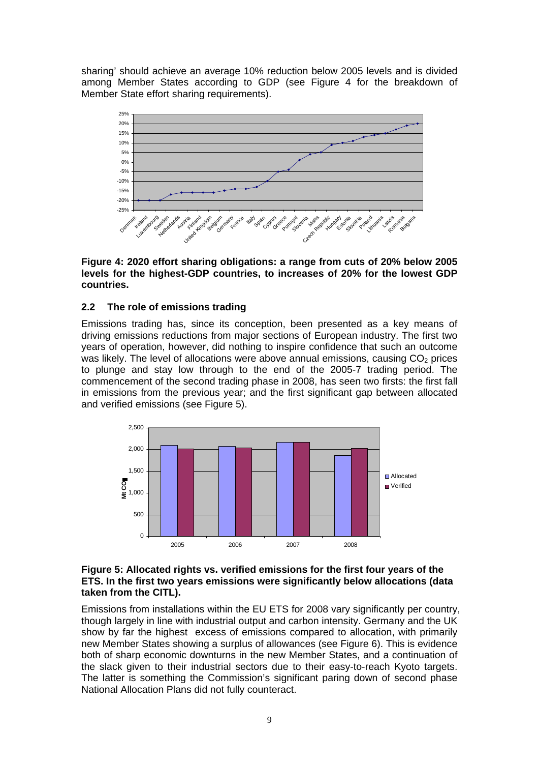sharing' should achieve an average 10% reduction below 2005 levels and is divided among Member States according to GDP (see Figure 4 for the breakdown of Member State effort sharing requirements).

**Figure 4: 2020 effort sharing obligations: a range from cuts of 20% below 2005 levels for the highest-GDP countries, to increases of 20% for the lowest GDP countries.**

## 2.2 The role of emissions trading

Emissions trading has, since its conception, been presented as a key means of driving emissions reductions from major sections of European industry. The first two years of operation, however, did nothing to inspire confidence that such an outcome was likely. The level of allocations were above annual emissions, causing $CO_2$ prices to plunge and stay low through to the end of the 2005-7 trading period. The commencement of the second trading phase in 2008, has seen two firsts: the first fall in emissions from the previous year; and the first significant gap between allocated and verified emissions (see Figure 5).

**Figure 5: Allocated rights vs. verified emissions for the first four years of the ETS. In the first two years emissions were significantly below allocations (data taken from the CITL).**

Emissions from installations within the EU ETS for 2008 vary significantly per country, though largely in line with industrial output and carbon intensity. Germany and the UK show by far the highest excess of emissions compared to allocation, with primarily new Member States showing a surplus of allowances (see Figure 6). This is evidence both of sharp economic downturns in the new Member States, and a continuation of the slack given to their industrial sectors due to their easy-to-reach Kyoto targets. The latter is something the Commission's significant paring down of second phase National Allocation Plans did not fully counteract.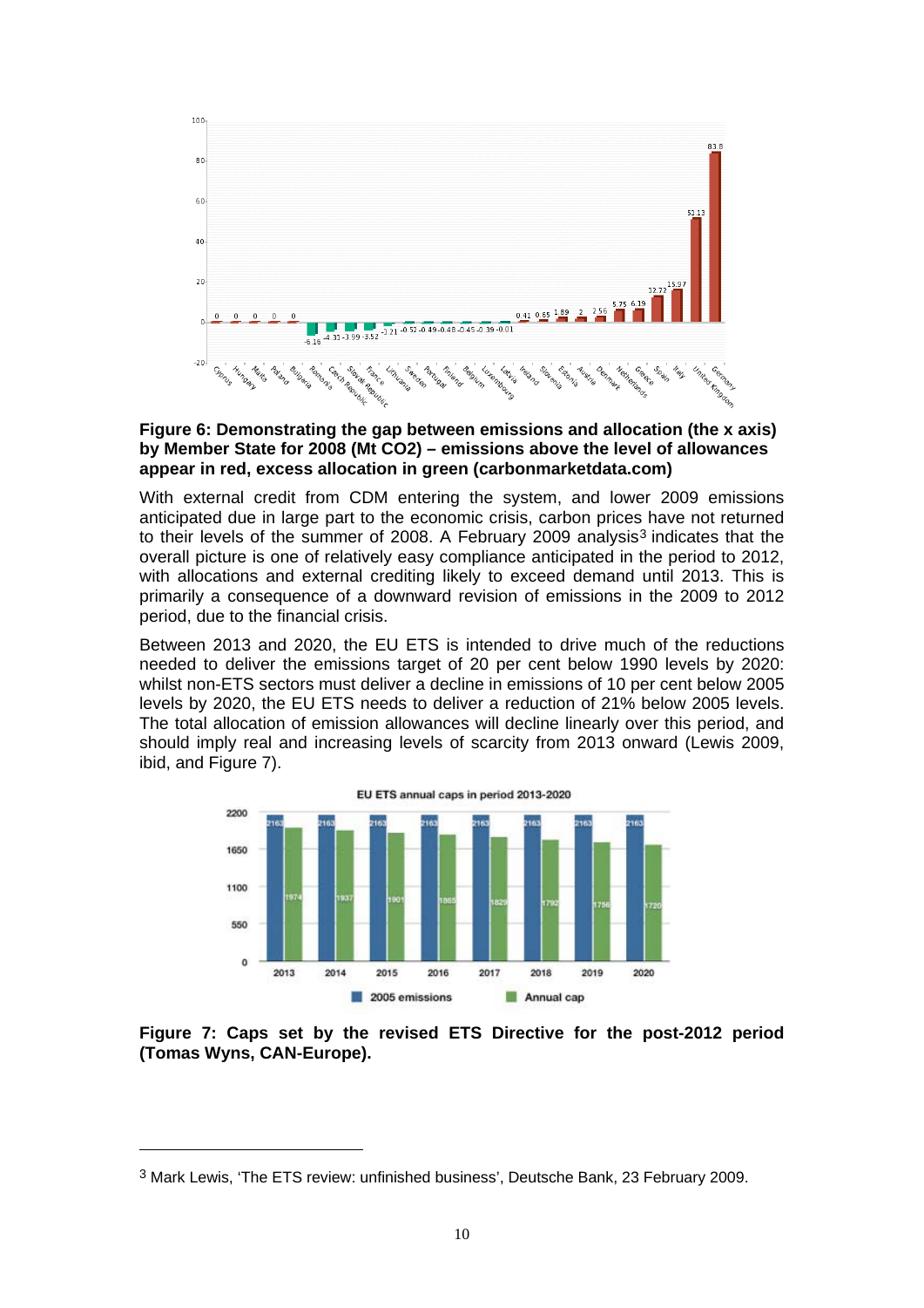**Figure 6: Demonstrating the gap between emissions and allocation (the x axis) by Member State for 2008 (Mt CO2) – emissions above the level of allowances appear in red, excess allocation in green (carbonmarketdata.com)**

With external credit from CDM entering the system, and lower 2009 emissions anticipated due in large part to the economic crisis, carbon prices have not returned to their levels of the summer of 2008. A February 2009 analysis[3] indicates that the overall picture is one of relatively easy compliance anticipated in the period to 2012, with allocations and external crediting likely to exceed demand until 2013. This is primarily a consequence of a downward revision of emissions in the 2009 to 2012 period, due to the financial crisis.

Between 2013 and 2020, the EU ETS is intended to drive much of the reductions needed to deliver the emissions target of 20 per cent below 1990 levels by 2020: whilst non-ETS sectors must deliver a decline in emissions of 10 per cent below 2005 levels by 2020, the EU ETS needs to deliver a reduction of 21% below 2005 levels. The total allocation of emission allowances will decline linearly over this period, and should imply real and increasing levels of scarcity from 2013 onward (Lewis 2009, ibid, and Figure 7).

**Figure 7: Caps set by the revised ETS Directive for the post-2012 period (Tomas Wyns, CAN-Europe).**

---

[3] Mark Lewis, 'The ETS review: unfinished business', Deutsche Bank, 23 February 2009.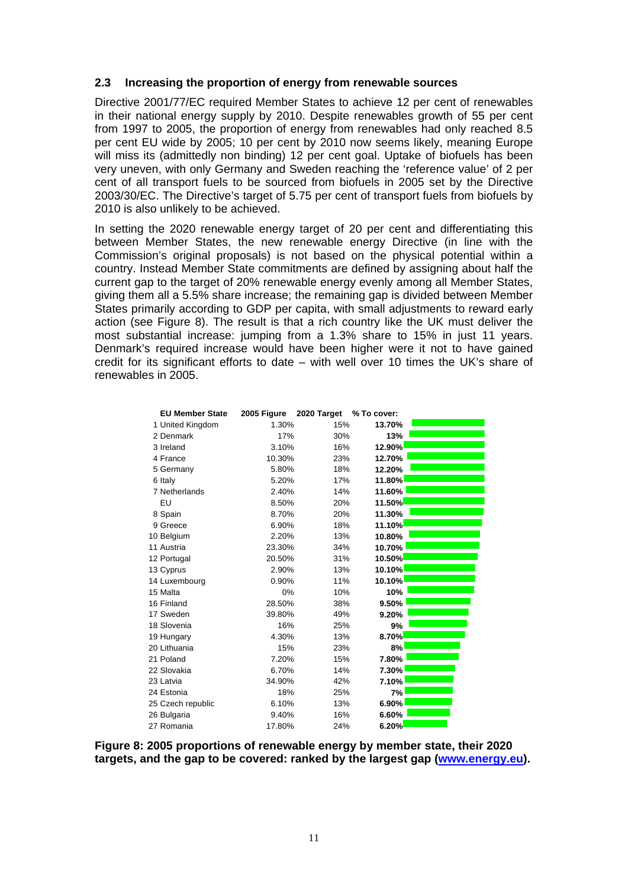### 2.3 Increasing the proportion of energy from renewable sources

Directive 2001/77/EC required Member States to achieve 12 per cent of renewables in their national energy supply by 2010. Despite renewables growth of 55 per cent from 1997 to 2005, the proportion of energy from renewables had only reached 8.5 per cent EU wide by 2005; 10 per cent by 2010 now seems likely, meaning Europe will miss its (admittedly non binding) 12 per cent goal. Uptake of biofuels has been very uneven, with only Germany and Sweden reaching the 'reference value' of 2 per cent of all transport fuels to be sourced from biofuels in 2005 set by the Directive 2003/30/EC. The Directive's target of 5.75 per cent of transport fuels from biofuels by 2010 is also unlikely to be achieved.

In setting the 2020 renewable energy target of 20 per cent and differentiating this between Member States, the new renewable energy Directive (in line with the Commission's original proposals) is not based on the physical potential within a country. Instead Member State commitments are defined by assigning about half the current gap to the target of 20% renewable energy evenly among all Member States, giving them all a 5.5% share increase; the remaining gap is divided between Member States primarily according to GDP per capita, with small adjustments to reward early action (see Figure 8). The result is that a rich country like the UK must deliver the most substantial increase: jumping from a 1.3% share to 15% in just 11 years. Denmark's required increase would have been higher were it not to have gained credit for its significant efforts to date – with well over 10 times the UK's share of renewables in 2005.

| EU Member State | 2005 Figure | 2020 Target | % To cover: |
|---|---|---|---|
| 1 United Kingdom | 1.30% | 15% | **13.70%** |
| 2 Denmark | 17% | 30% | **13%** |
| 3 Ireland | 3.10% | 16% | **12.90%** |
| 4 France | 10.30% | 23% | **12.70%** |
| 5 Germany | 5.80% | 18% | **12.20%** |
| 6 Italy | 5.20% | 17% | **11.80%** |
| 7 Netherlands | 2.40% | 14% | **11.60%** |
| EU | 8.50% | 20% | **11.50%** |
| 8 Spain | 8.70% | 20% | **11.30%** |
| 9 Greece | 6.90% | 18% | **11.10%** |
| 10 Belgium | 2.20% | 13% | **10.80%** |
| 11 Austria | 23.30% | 34% | **10.70%** |
| 12 Portugal | 20.50% | 31% | **10.50%** |
| 13 Cyprus | 2.90% | 13% | **10.10%** |
| 14 Luxembourg | 0.90% | 11% | **10.10%** |
| 15 Malta | 0% | 10% | **10%** |
| 16 Finland | 28.50% | 38% | **9.50%** |
| 17 Sweden | 39.80% | 49% | **9.20%** |
| 18 Slovenia | 16% | 25% | **9%** |
| 19 Hungary | 4.30% | 13% | **8.70%** |
| 20 Lithuania | 15% | 23% | **8%** |
| 21 Poland | 7.20% | 15% | **7.80%** |
| 22 Slovakia | 6.70% | 14% | **7.30%** |
| 23 Latvia | 34.90% | 42% | **7.10%** |
| 24 Estonia | 18% | 25% | **7%** |
| 25 Czech republic | 6.10% | 13% | **6.90%** |
| 26 Bulgaria | 9.40% | 16% | **6.60%** |
| 27 Romania | 17.80% | 24% | **6.20%** |

**Figure 8: 2005 proportions of renewable energy by member state, their 2020 targets, and the gap to be covered: ranked by the largest gap (www.energy.eu).**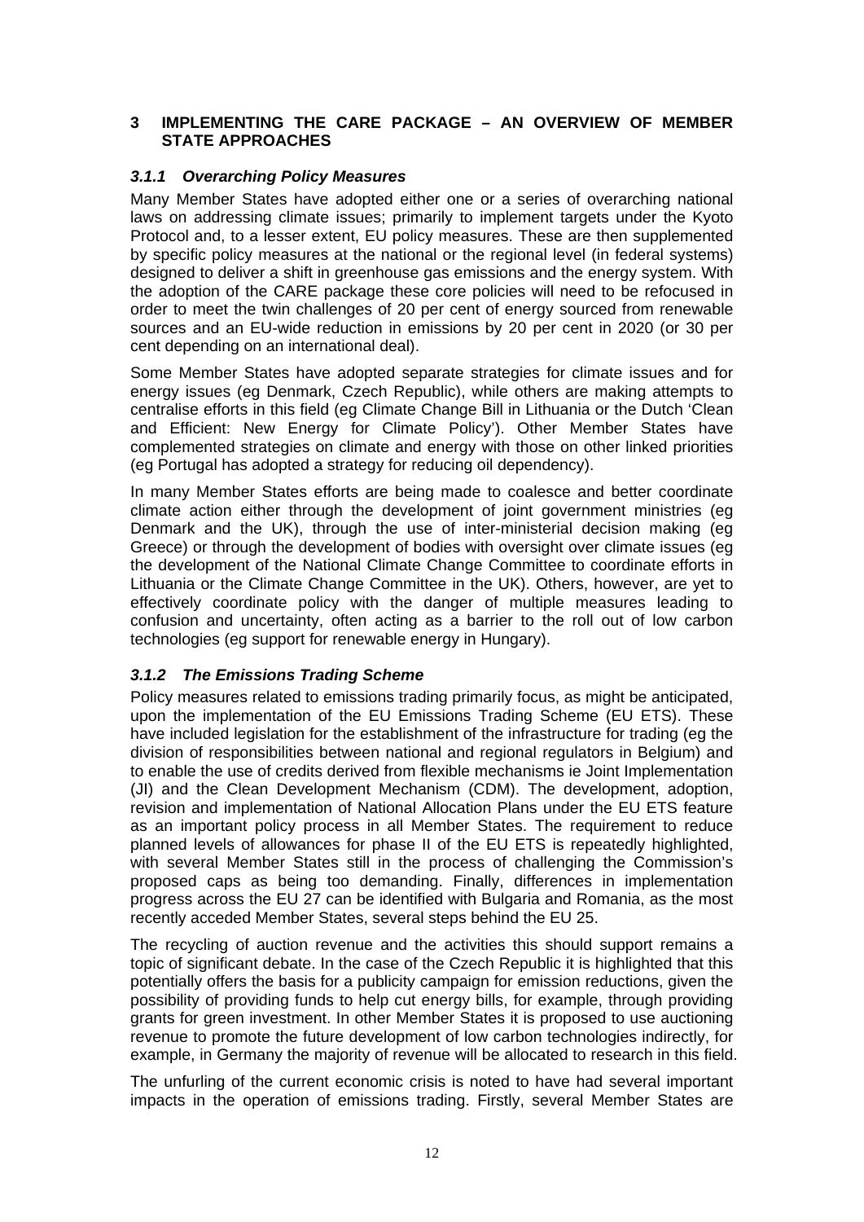# 3 IMPLEMENTING THE CARE PACKAGE – AN OVERVIEW OF MEMBER STATE APPROACHES

### *3.1.1 Overarching Policy Measures*

Many Member States have adopted either one or a series of overarching national laws on addressing climate issues; primarily to implement targets under the Kyoto Protocol and, to a lesser extent, EU policy measures. These are then supplemented by specific policy measures at the national or the regional level (in federal systems) designed to deliver a shift in greenhouse gas emissions and the energy system. With the adoption of the CARE package these core policies will need to be refocused in order to meet the twin challenges of 20 per cent of energy sourced from renewable sources and an EU-wide reduction in emissions by 20 per cent in 2020 (or 30 per cent depending on an international deal).

Some Member States have adopted separate strategies for climate issues and for energy issues (eg Denmark, Czech Republic), while others are making attempts to centralise efforts in this field (eg Climate Change Bill in Lithuania or the Dutch 'Clean and Efficient: New Energy for Climate Policy'). Other Member States have complemented strategies on climate and energy with those on other linked priorities (eg Portugal has adopted a strategy for reducing oil dependency).

In many Member States efforts are being made to coalesce and better coordinate climate action either through the development of joint government ministries (eg Denmark and the UK), through the use of inter-ministerial decision making (eg Greece) or through the development of bodies with oversight over climate issues (eg the development of the National Climate Change Committee to coordinate efforts in Lithuania or the Climate Change Committee in the UK). Others, however, are yet to effectively coordinate policy with the danger of multiple measures leading to confusion and uncertainty, often acting as a barrier to the roll out of low carbon technologies (eg support for renewable energy in Hungary).

### *3.1.2 The Emissions Trading Scheme*

Policy measures related to emissions trading primarily focus, as might be anticipated, upon the implementation of the EU Emissions Trading Scheme (EU ETS). These have included legislation for the establishment of the infrastructure for trading (eg the division of responsibilities between national and regional regulators in Belgium) and to enable the use of credits derived from flexible mechanisms ie Joint Implementation (JI) and the Clean Development Mechanism (CDM). The development, adoption, revision and implementation of National Allocation Plans under the EU ETS feature as an important policy process in all Member States. The requirement to reduce planned levels of allowances for phase II of the EU ETS is repeatedly highlighted, with several Member States still in the process of challenging the Commission's proposed caps as being too demanding. Finally, differences in implementation progress across the EU 27 can be identified with Bulgaria and Romania, as the most recently acceded Member States, several steps behind the EU 25.

The recycling of auction revenue and the activities this should support remains a topic of significant debate. In the case of the Czech Republic it is highlighted that this potentially offers the basis for a publicity campaign for emission reductions, given the possibility of providing funds to help cut energy bills, for example, through providing grants for green investment. In other Member States it is proposed to use auctioning revenue to promote the future development of low carbon technologies indirectly, for example, in Germany the majority of revenue will be allocated to research in this field.

The unfurling of the current economic crisis is noted to have had several important impacts in the operation of emissions trading. Firstly, several Member States are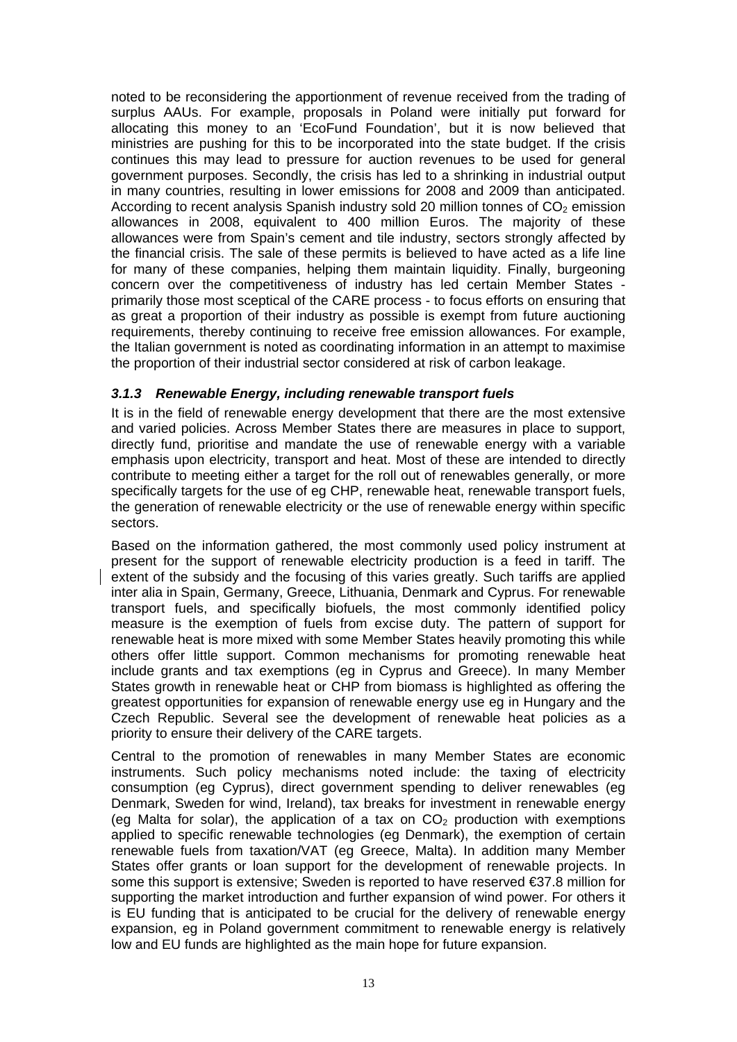noted to be reconsidering the apportionment of revenue received from the trading of surplus AAUs. For example, proposals in Poland were initially put forward for allocating this money to an 'EcoFund Foundation', but it is now believed that ministries are pushing for this to be incorporated into the state budget. If the crisis continues this may lead to pressure for auction revenues to be used for general government purposes. Secondly, the crisis has led to a shrinking in industrial output in many countries, resulting in lower emissions for 2008 and 2009 than anticipated. According to recent analysis Spanish industry sold 20 million tonnes of $CO_2$ emission allowances in 2008, equivalent to 400 million Euros. The majority of these allowances were from Spain's cement and tile industry, sectors strongly affected by the financial crisis. The sale of these permits is believed to have acted as a life line for many of these companies, helping them maintain liquidity. Finally, burgeoning concern over the competitiveness of industry has led certain Member States - primarily those most sceptical of the CARE process - to focus efforts on ensuring that as great a proportion of their industry as possible is exempt from future auctioning requirements, thereby continuing to receive free emission allowances. For example, the Italian government is noted as coordinating information in an attempt to maximise the proportion of their industrial sector considered at risk of carbon leakage.

### *3.1.3 Renewable Energy, including renewable transport fuels*

It is in the field of renewable energy development that there are the most extensive and varied policies. Across Member States there are measures in place to support, directly fund, prioritise and mandate the use of renewable energy with a variable emphasis upon electricity, transport and heat. Most of these are intended to directly contribute to meeting either a target for the roll out of renewables generally, or more specifically targets for the use of eg CHP, renewable heat, renewable transport fuels, the generation of renewable electricity or the use of renewable energy within specific sectors.

Based on the information gathered, the most commonly used policy instrument at present for the support of renewable electricity production is a feed in tariff. The extent of the subsidy and the focusing of this varies greatly. Such tariffs are applied inter alia in Spain, Germany, Greece, Lithuania, Denmark and Cyprus. For renewable transport fuels, and specifically biofuels, the most commonly identified policy measure is the exemption of fuels from excise duty. The pattern of support for renewable heat is more mixed with some Member States heavily promoting this while others offer little support. Common mechanisms for promoting renewable heat include grants and tax exemptions (eg in Cyprus and Greece). In many Member States growth in renewable heat or CHP from biomass is highlighted as offering the greatest opportunities for expansion of renewable energy use eg in Hungary and the Czech Republic. Several see the development of renewable heat policies as a priority to ensure their delivery of the CARE targets.

Central to the promotion of renewables in many Member States are economic instruments. Such policy mechanisms noted include: the taxing of electricity consumption (eg Cyprus), direct government spending to deliver renewables (eg Denmark, Sweden for wind, Ireland), tax breaks for investment in renewable energy (eg Malta for solar), the application of a tax on $CO_2$ production with exemptions applied to specific renewable technologies (eg Denmark), the exemption of certain renewable fuels from taxation/VAT (eg Greece, Malta). In addition many Member States offer grants or loan support for the development of renewable projects. In some this support is extensive; Sweden is reported to have reserved €37.8 million for supporting the market introduction and further expansion of wind power. For others it is EU funding that is anticipated to be crucial for the delivery of renewable energy expansion, eg in Poland government commitment to renewable energy is relatively low and EU funds are highlighted as the main hope for future expansion.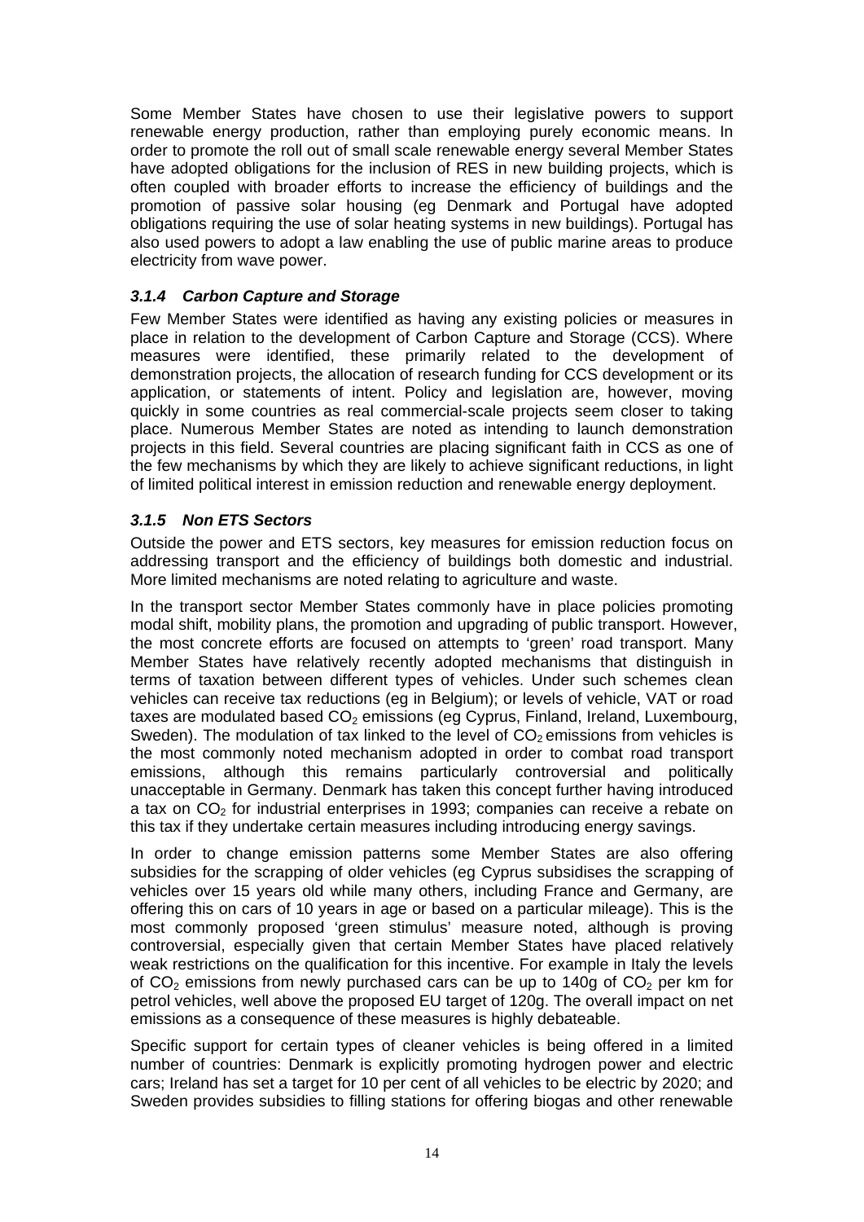Some Member States have chosen to use their legislative powers to support renewable energy production, rather than employing purely economic means. In order to promote the roll out of small scale renewable energy several Member States have adopted obligations for the inclusion of RES in new building projects, which is often coupled with broader efforts to increase the efficiency of buildings and the promotion of passive solar housing (eg Denmark and Portugal have adopted obligations requiring the use of solar heating systems in new buildings). Portugal has also used powers to adopt a law enabling the use of public marine areas to produce electricity from wave power.

### *3.1.4 Carbon Capture and Storage*

Few Member States were identified as having any existing policies or measures in place in relation to the development of Carbon Capture and Storage (CCS). Where measures were identified, these primarily related to the development of demonstration projects, the allocation of research funding for CCS development or its application, or statements of intent. Policy and legislation are, however, moving quickly in some countries as real commercial-scale projects seem closer to taking place. Numerous Member States are noted as intending to launch demonstration projects in this field. Several countries are placing significant faith in CCS as one of the few mechanisms by which they are likely to achieve significant reductions, in light of limited political interest in emission reduction and renewable energy deployment.

### *3.1.5 Non ETS Sectors*

Outside the power and ETS sectors, key measures for emission reduction focus on addressing transport and the efficiency of buildings both domestic and industrial. More limited mechanisms are noted relating to agriculture and waste.

In the transport sector Member States commonly have in place policies promoting modal shift, mobility plans, the promotion and upgrading of public transport. However, the most concrete efforts are focused on attempts to 'green' road transport. Many Member States have relatively recently adopted mechanisms that distinguish in terms of taxation between different types of vehicles. Under such schemes clean vehicles can receive tax reductions (eg in Belgium); or levels of vehicle, VAT or road taxes are modulated based $CO_2$ emissions (eg Cyprus, Finland, Ireland, Luxembourg, Sweden). The modulation of tax linked to the level of $CO_2$ emissions from vehicles is the most commonly noted mechanism adopted in order to combat road transport emissions, although this remains particularly controversial and politically unacceptable in Germany. Denmark has taken this concept further having introduced a tax on $CO_2$ for industrial enterprises in 1993; companies can receive a rebate on this tax if they undertake certain measures including introducing energy savings.

In order to change emission patterns some Member States are also offering subsidies for the scrapping of older vehicles (eg Cyprus subsidises the scrapping of vehicles over 15 years old while many others, including France and Germany, are offering this on cars of 10 years in age or based on a particular mileage). This is the most commonly proposed 'green stimulus' measure noted, although is proving controversial, especially given that certain Member States have placed relatively weak restrictions on the qualification for this incentive. For example in Italy the levels of $CO_2$ emissions from newly purchased cars can be up to 140g of $CO_2$ per km for petrol vehicles, well above the proposed EU target of 120g. The overall impact on net emissions as a consequence of these measures is highly debateable.

Specific support for certain types of cleaner vehicles is being offered in a limited number of countries: Denmark is explicitly promoting hydrogen power and electric cars; Ireland has set a target for 10 per cent of all vehicles to be electric by 2020; and Sweden provides subsidies to filling stations for offering biogas and other renewable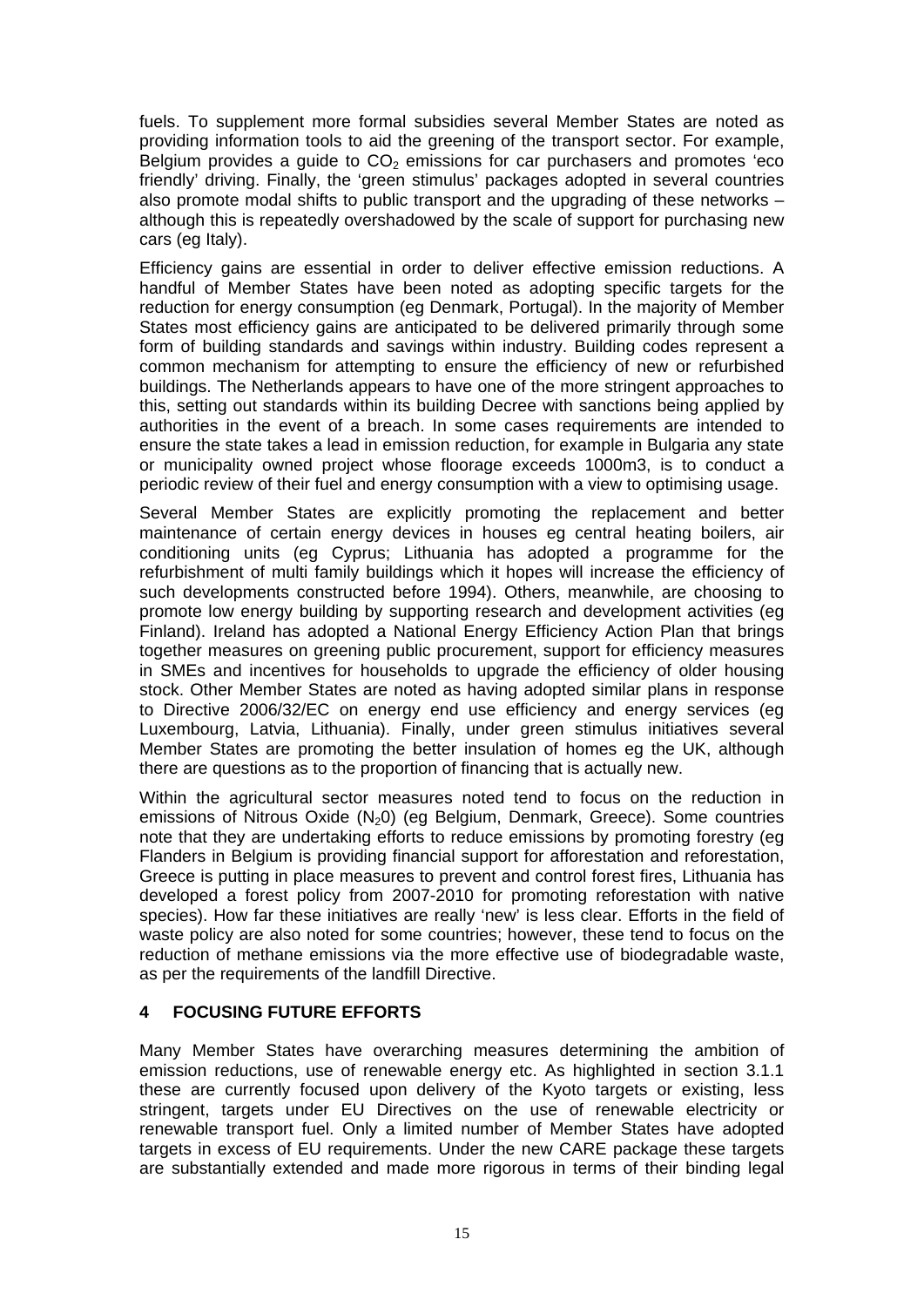fuels. To supplement more formal subsidies several Member States are noted as providing information tools to aid the greening of the transport sector. For example, Belgium provides a guide to $CO_2$ emissions for car purchasers and promotes 'eco friendly' driving. Finally, the 'green stimulus' packages adopted in several countries also promote modal shifts to public transport and the upgrading of these networks – although this is repeatedly overshadowed by the scale of support for purchasing new cars (eg Italy).

Efficiency gains are essential in order to deliver effective emission reductions. A handful of Member States have been noted as adopting specific targets for the reduction for energy consumption (eg Denmark, Portugal). In the majority of Member States most efficiency gains are anticipated to be delivered primarily through some form of building standards and savings within industry. Building codes represent a common mechanism for attempting to ensure the efficiency of new or refurbished buildings. The Netherlands appears to have one of the more stringent approaches to this, setting out standards within its building Decree with sanctions being applied by authorities in the event of a breach. In some cases requirements are intended to ensure the state takes a lead in emission reduction, for example in Bulgaria any state or municipality owned project whose floorage exceeds 1000m3, is to conduct a periodic review of their fuel and energy consumption with a view to optimising usage.

Several Member States are explicitly promoting the replacement and better maintenance of certain energy devices in houses eg central heating boilers, air conditioning units (eg Cyprus; Lithuania has adopted a programme for the refurbishment of multi family buildings which it hopes will increase the efficiency of such developments constructed before 1994). Others, meanwhile, are choosing to promote low energy building by supporting research and development activities (eg Finland). Ireland has adopted a National Energy Efficiency Action Plan that brings together measures on greening public procurement, support for efficiency measures in SMEs and incentives for households to upgrade the efficiency of older housing stock. Other Member States are noted as having adopted similar plans in response to Directive 2006/32/EC on energy end use efficiency and energy services (eg Luxembourg, Latvia, Lithuania). Finally, under green stimulus initiatives several Member States are promoting the better insulation of homes eg the UK, although there are questions as to the proportion of financing that is actually new.

Within the agricultural sector measures noted tend to focus on the reduction in emissions of Nitrous Oxide ($N_20$) (eg Belgium, Denmark, Greece). Some countries note that they are undertaking efforts to reduce emissions by promoting forestry (eg Flanders in Belgium is providing financial support for afforestation and reforestation, Greece is putting in place measures to prevent and control forest fires, Lithuania has developed a forest policy from 2007-2010 for promoting reforestation with native species). How far these initiatives are really 'new' is less clear. Efforts in the field of waste policy are also noted for some countries; however, these tend to focus on the reduction of methane emissions via the more effective use of biodegradable waste, as per the requirements of the landfill Directive.

## 4 FOCUSING FUTURE EFFORTS

Many Member States have overarching measures determining the ambition of emission reductions, use of renewable energy etc. As highlighted in section 3.1.1 these are currently focused upon delivery of the Kyoto targets or existing, less stringent, targets under EU Directives on the use of renewable electricity or renewable transport fuel. Only a limited number of Member States have adopted targets in excess of EU requirements. Under the new CARE package these targets are substantially extended and made more rigorous in terms of their binding legal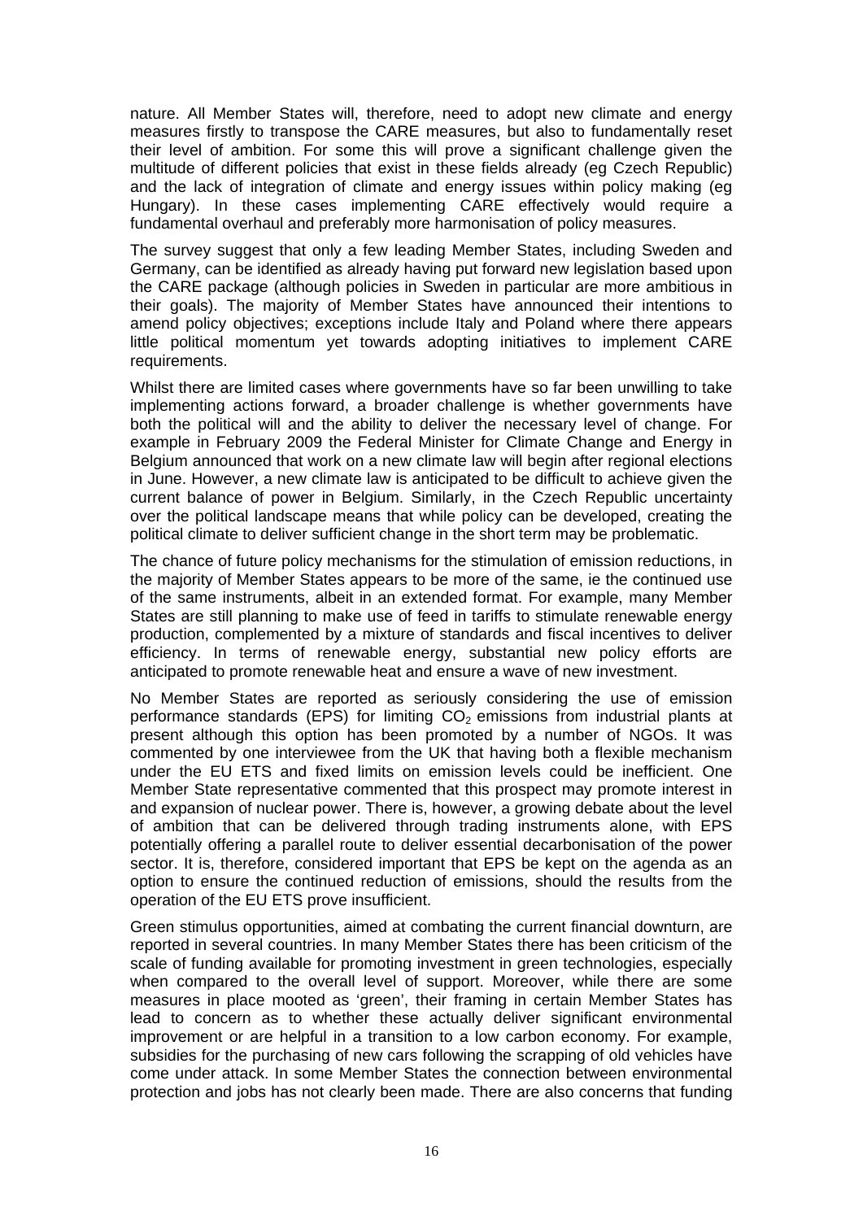nature. All Member States will, therefore, need to adopt new climate and energy measures firstly to transpose the CARE measures, but also to fundamentally reset their level of ambition. For some this will prove a significant challenge given the multitude of different policies that exist in these fields already (eg Czech Republic) and the lack of integration of climate and energy issues within policy making (eg Hungary). In these cases implementing CARE effectively would require a fundamental overhaul and preferably more harmonisation of policy measures.

The survey suggest that only a few leading Member States, including Sweden and Germany, can be identified as already having put forward new legislation based upon the CARE package (although policies in Sweden in particular are more ambitious in their goals). The majority of Member States have announced their intentions to amend policy objectives; exceptions include Italy and Poland where there appears little political momentum yet towards adopting initiatives to implement CARE requirements.

Whilst there are limited cases where governments have so far been unwilling to take implementing actions forward, a broader challenge is whether governments have both the political will and the ability to deliver the necessary level of change. For example in February 2009 the Federal Minister for Climate Change and Energy in Belgium announced that work on a new climate law will begin after regional elections in June. However, a new climate law is anticipated to be difficult to achieve given the current balance of power in Belgium. Similarly, in the Czech Republic uncertainty over the political landscape means that while policy can be developed, creating the political climate to deliver sufficient change in the short term may be problematic.

The chance of future policy mechanisms for the stimulation of emission reductions, in the majority of Member States appears to be more of the same, ie the continued use of the same instruments, albeit in an extended format. For example, many Member States are still planning to make use of feed in tariffs to stimulate renewable energy production, complemented by a mixture of standards and fiscal incentives to deliver efficiency. In terms of renewable energy, substantial new policy efforts are anticipated to promote renewable heat and ensure a wave of new investment.

No Member States are reported as seriously considering the use of emission performance standards (EPS) for limiting $CO_2$ emissions from industrial plants at present although this option has been promoted by a number of NGOs. It was commented by one interviewee from the UK that having both a flexible mechanism under the EU ETS and fixed limits on emission levels could be inefficient. One Member State representative commented that this prospect may promote interest in and expansion of nuclear power. There is, however, a growing debate about the level of ambition that can be delivered through trading instruments alone, with EPS potentially offering a parallel route to deliver essential decarbonisation of the power sector. It is, therefore, considered important that EPS be kept on the agenda as an option to ensure the continued reduction of emissions, should the results from the operation of the EU ETS prove insufficient.

Green stimulus opportunities, aimed at combating the current financial downturn, are reported in several countries. In many Member States there has been criticism of the scale of funding available for promoting investment in green technologies, especially when compared to the overall level of support. Moreover, while there are some measures in place mooted as 'green', their framing in certain Member States has lead to concern as to whether these actually deliver significant environmental improvement or are helpful in a transition to a low carbon economy. For example, subsidies for the purchasing of new cars following the scrapping of old vehicles have come under attack. In some Member States the connection between environmental protection and jobs has not clearly been made. There are also concerns that funding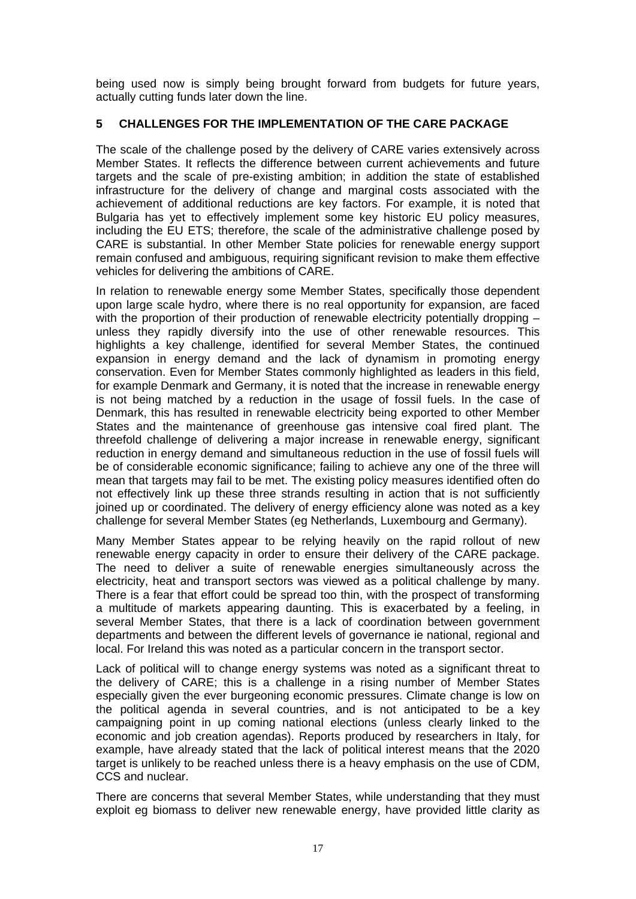being used now is simply being brought forward from budgets for future years, actually cutting funds later down the line.

## 5 CHALLENGES FOR THE IMPLEMENTATION OF THE CARE PACKAGE

The scale of the challenge posed by the delivery of CARE varies extensively across Member States. It reflects the difference between current achievements and future targets and the scale of pre-existing ambition; in addition the state of established infrastructure for the delivery of change and marginal costs associated with the achievement of additional reductions are key factors. For example, it is noted that Bulgaria has yet to effectively implement some key historic EU policy measures, including the EU ETS; therefore, the scale of the administrative challenge posed by CARE is substantial. In other Member State policies for renewable energy support remain confused and ambiguous, requiring significant revision to make them effective vehicles for delivering the ambitions of CARE.

In relation to renewable energy some Member States, specifically those dependent upon large scale hydro, where there is no real opportunity for expansion, are faced with the proportion of their production of renewable electricity potentially dropping – unless they rapidly diversify into the use of other renewable resources. This highlights a key challenge, identified for several Member States, the continued expansion in energy demand and the lack of dynamism in promoting energy conservation. Even for Member States commonly highlighted as leaders in this field, for example Denmark and Germany, it is noted that the increase in renewable energy is not being matched by a reduction in the usage of fossil fuels. In the case of Denmark, this has resulted in renewable electricity being exported to other Member States and the maintenance of greenhouse gas intensive coal fired plant. The threefold challenge of delivering a major increase in renewable energy, significant reduction in energy demand and simultaneous reduction in the use of fossil fuels will be of considerable economic significance; failing to achieve any one of the three will mean that targets may fail to be met. The existing policy measures identified often do not effectively link up these three strands resulting in action that is not sufficiently joined up or coordinated. The delivery of energy efficiency alone was noted as a key challenge for several Member States (eg Netherlands, Luxembourg and Germany).

Many Member States appear to be relying heavily on the rapid rollout of new renewable energy capacity in order to ensure their delivery of the CARE package. The need to deliver a suite of renewable energies simultaneously across the electricity, heat and transport sectors was viewed as a political challenge by many. There is a fear that effort could be spread too thin, with the prospect of transforming a multitude of markets appearing daunting. This is exacerbated by a feeling, in several Member States, that there is a lack of coordination between government departments and between the different levels of governance ie national, regional and local. For Ireland this was noted as a particular concern in the transport sector.

Lack of political will to change energy systems was noted as a significant threat to the delivery of CARE; this is a challenge in a rising number of Member States especially given the ever burgeoning economic pressures. Climate change is low on the political agenda in several countries, and is not anticipated to be a key campaigning point in up coming national elections (unless clearly linked to the economic and job creation agendas). Reports produced by researchers in Italy, for example, have already stated that the lack of political interest means that the 2020 target is unlikely to be reached unless there is a heavy emphasis on the use of CDM, CCS and nuclear.

There are concerns that several Member States, while understanding that they must exploit eg biomass to deliver new renewable energy, have provided little clarity as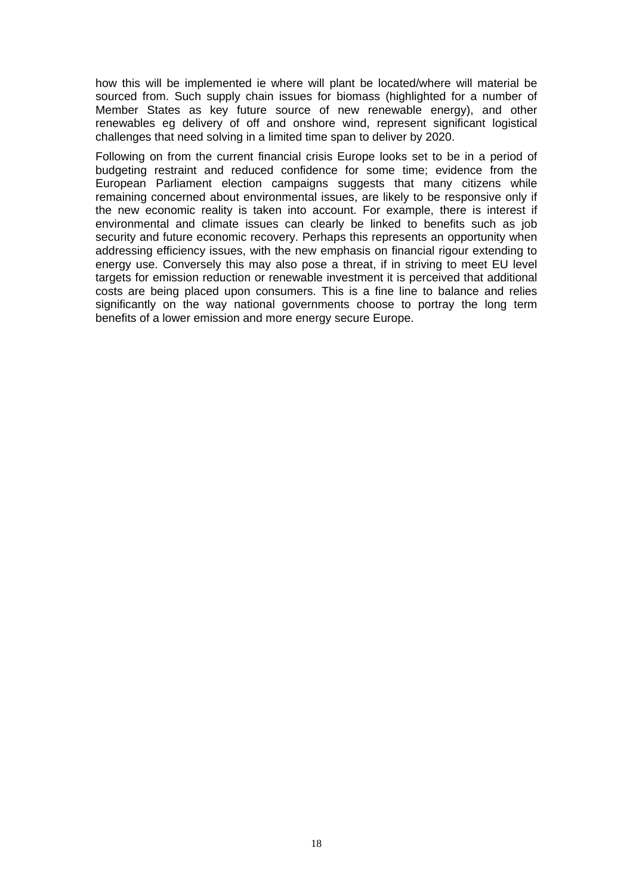how this will be implemented ie where will plant be located/where will material be sourced from. Such supply chain issues for biomass (highlighted for a number of Member States as key future source of new renewable energy), and other renewables eg delivery of off and onshore wind, represent significant logistical challenges that need solving in a limited time span to deliver by 2020.

Following on from the current financial crisis Europe looks set to be in a period of budgeting restraint and reduced confidence for some time; evidence from the European Parliament election campaigns suggests that many citizens while remaining concerned about environmental issues, are likely to be responsive only if the new economic reality is taken into account. For example, there is interest if environmental and climate issues can clearly be linked to benefits such as job security and future economic recovery. Perhaps this represents an opportunity when addressing efficiency issues, with the new emphasis on financial rigour extending to energy use. Conversely this may also pose a threat, if in striving to meet EU level targets for emission reduction or renewable investment it is perceived that additional costs are being placed upon consumers. This is a fine line to balance and relies significantly on the way national governments choose to portray the long term benefits of a lower emission and more energy secure Europe.